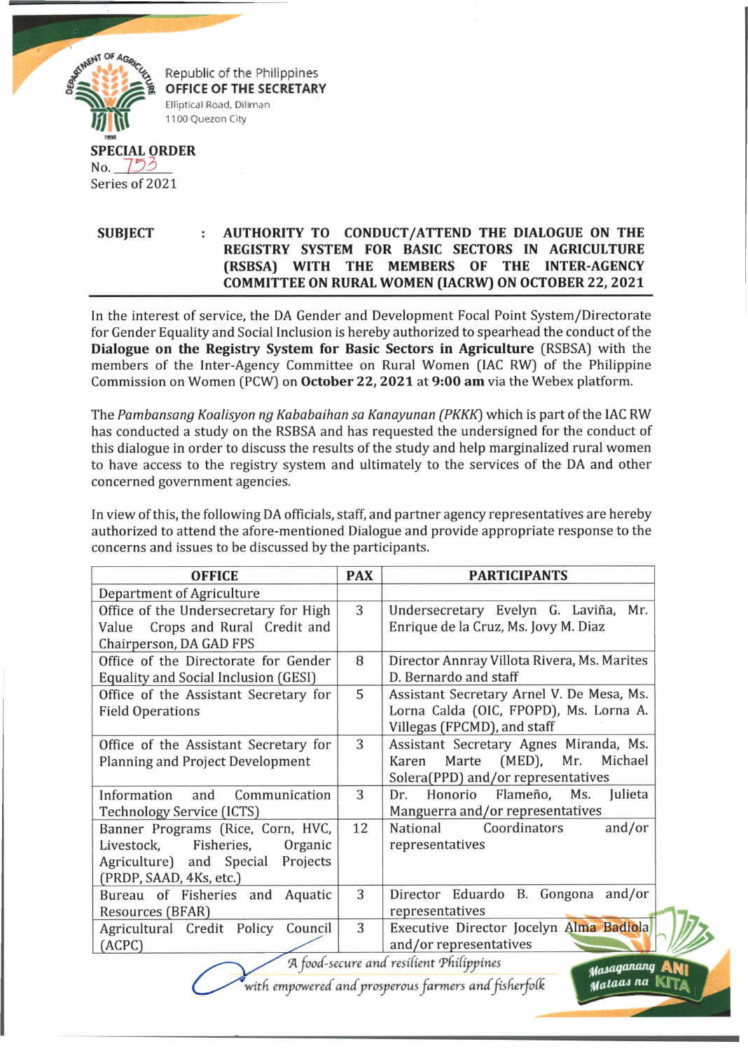Republic of the Philippines
**OFFICE OF THE SECRETARY**
Elliptical Road, Diliman
1100 Quezon City

**SPECIAL ORDER**
No. 753
Series of 2021

**SUBJECT : AUTHORITY TO CONDUCT/ATTEND THE DIALOGUE ON THE REGISTRY SYSTEM FOR BASIC SECTORS IN AGRICULTURE (RSBSA) WITH THE MEMBERS OF THE INTER-AGENCY COMMITTEE ON RURAL WOMEN (IACRW) ON OCTOBER 22, 2021**

In the interest of service, the DA Gender and Development Focal Point System/Directorate for Gender Equality and Social Inclusion is hereby authorized to spearhead the conduct of the **Dialogue on the Registry System for Basic Sectors in Agriculture** (RSBSA) with the members of the Inter-Agency Committee on Rural Women (IAC RW) of the Philippine Commission on Women (PCW) on **October 22, 2021** at **9:00 am** via the Webex platform.

The *Pambansang Koalisyon ng Kababaihan sa Kanayunan (PKKK)* which is part of the IAC RW has conducted a study on the RSBSA and has requested the undersigned for the conduct of this dialogue in order to discuss the results of the study and help marginalized rural women to have access to the registry system and ultimately to the services of the DA and other concerned government agencies.

In view of this, the following DA officials, staff, and partner agency representatives are hereby authorized to attend the afore-mentioned Dialogue and provide appropriate response to the concerns and issues to be discussed by the participants.

| OFFICE | PAX | PARTICIPANTS |
|---|---|---|
| Department of Agriculture | | |
| Office of the Undersecretary for High Value Crops and Rural Credit and Chairperson, DA GAD FPS | 3 | Undersecretary Evelyn G. Laviña, Mr. Enrique de la Cruz, Ms. Jovy M. Diaz |
| Office of the Directorate for Gender Equality and Social Inclusion (GESI) | 8 | Director Annray Villota Rivera, Ms. Marites D. Bernardo and staff |
| Office of the Assistant Secretary for Field Operations | 5 | Assistant Secretary Arnel V. De Mesa, Ms. Lorna Calda (OIC, FPOPD), Ms. Lorna A. Villegas (FPCMD), and staff |
| Office of the Assistant Secretary for Planning and Project Development | 3 | Assistant Secretary Agnes Miranda, Ms. Karen Marte (MED), Mr. Michael Solera(PPD) and/or representatives |
| Information and Communication Technology Service (ICTS) | 3 | Dr. Honorio Flameño, Ms. Julieta Manguerra and/or representatives |
| Banner Programs (Rice, Corn, HVC, Livestock, Fisheries, Organic Agriculture) and Special Projects (PRDP, SAAD, 4Ks, etc.) | 12 | National Coordinators and/or representatives |
| Bureau of Fisheries and Aquatic Resources (BFAR) | 3 | Director Eduardo B. Gongona and/or representatives |
| Agricultural Credit Policy Council (ACPC) | 3 | Executive Director Jocelyn Alma Badiola and/or representatives |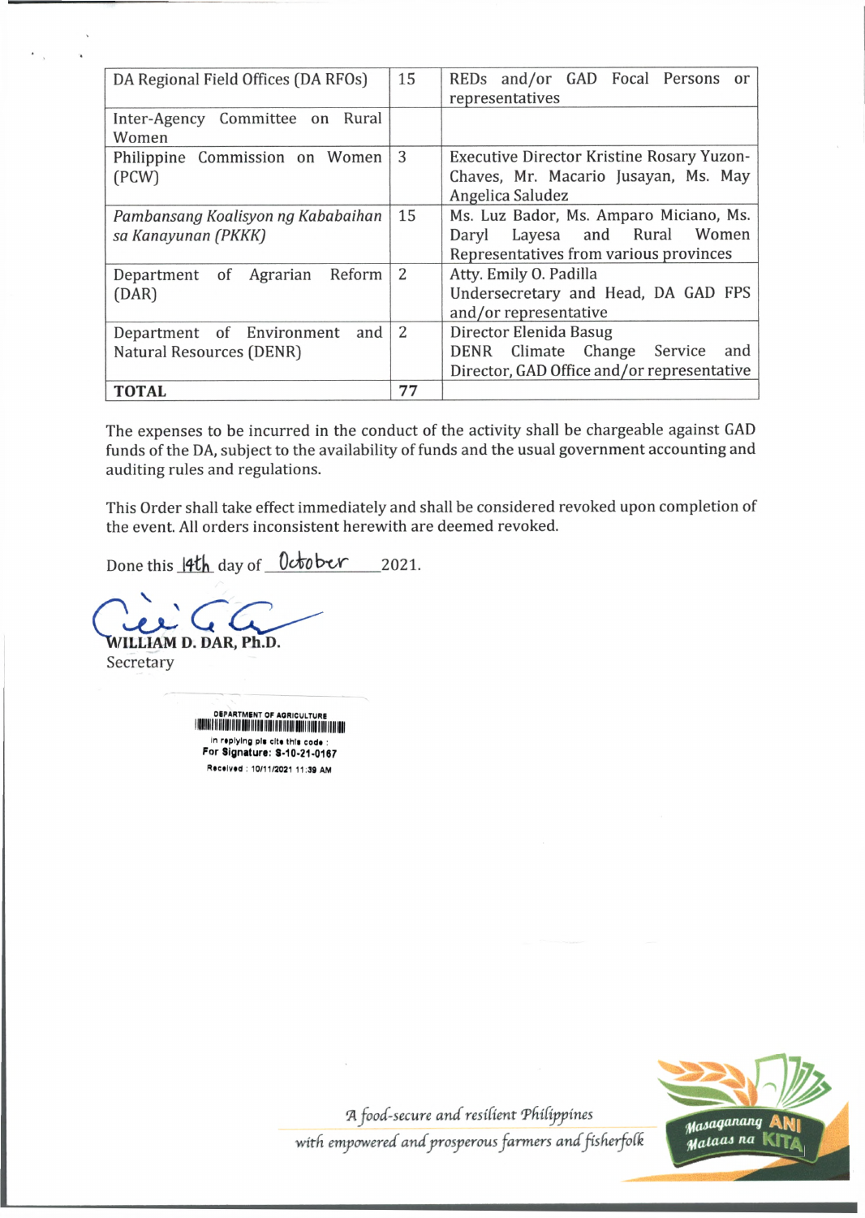| | | |
|---|---|---|
| DA Regional Field Offices (DA RFOs) | 15 | REDs and/or GAD Focal Persons or representatives |
| Inter-Agency Committee on Rural Women | | |
| Philippine Commission on Women (PCW) | 3 | Executive Director Kristine Rosary Yuzon-Chaves, Mr. Macario Jusayan, Ms. May Angelica Saludez |
| *Pambansang Koalisyon ng Kababaihan sa Kanayunan (PKKK)* | 15 | Ms. Luz Bador, Ms. Amparo Miciano, Ms. Daryl Layesa and Rural Women Representatives from various provinces |
| Department of Agrarian Reform (DAR) | 2 | Atty. Emily O. Padilla<br>Undersecretary and Head, DA GAD FPS and/or representative |
| Department of Environment and Natural Resources (DENR) | 2 | Director Elenida Basug<br>DENR Climate Change Service and Director, GAD Office and/or representative |
| **TOTAL** | 77 | |

The expenses to be incurred in the conduct of the activity shall be chargeable against GAD funds of the DA, subject to the availability of funds and the usual government accounting and auditing rules and regulations.

This Order shall take effect immediately and shall be considered revoked upon completion of the event. All orders inconsistent herewith are deemed revoked.

Done this 14th day of October 2021.

**WILLIAM D. DAR, Ph.D.**
Secretary

DEPARTMENT OF AGRICULTURE
In replying pls cite this code :
For Signature: S-10-21-0167
Received : 10/11/2021 11:39 AM

*A food-secure and resilient Philippines with empowered and prosperous farmers and fisherfolk*

Masaganang ANI Mataas na KITA